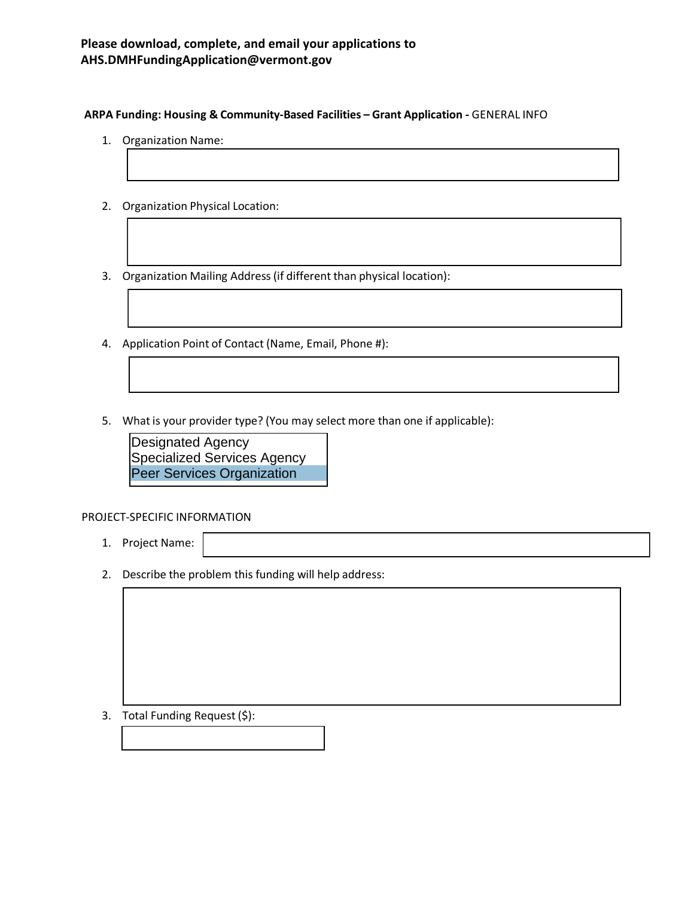**Please download, complete, and email your applications to AHS.DMHFundingApplication@vermont.gov**

**ARPA Funding: Housing & Community-Based Facilities – Grant Application -** GENERAL INFO

1. Organization Name:

2. Organization Physical Location:

3. Organization Mailing Address (if different than physical location):

4. Application Point of Contact (Name, Email, Phone #):

5. What is your provider type? (You may select more than one if applicable):

   - Designated Agency
   - Specialized Services Agency
   - Peer Services Organization

PROJECT-SPECIFIC INFORMATION

1. Project Name:

2. Describe the problem this funding will help address:

3. Total Funding Request ($):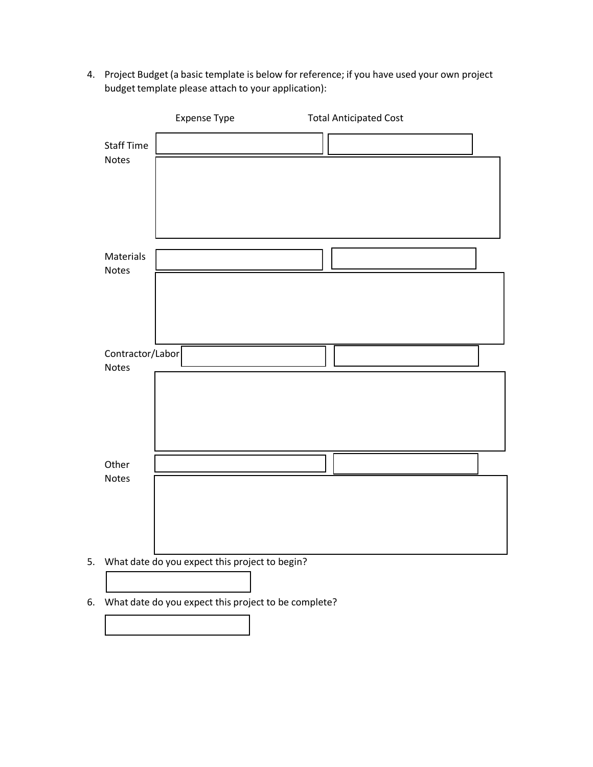4. Project Budget (a basic template is below for reference; if you have used your own project budget template please attach to your application):

| | Expense Type | Total Anticipated Cost |
|---|---|---|
| Staff Time | | |
| Notes | | |
| Materials | | |
| Notes | | |
| Contractor/Labor | | |
| Notes | | |
| Other | | |
| Notes | | |

5. What date do you expect this project to begin?

6. What date do you expect this project to be complete?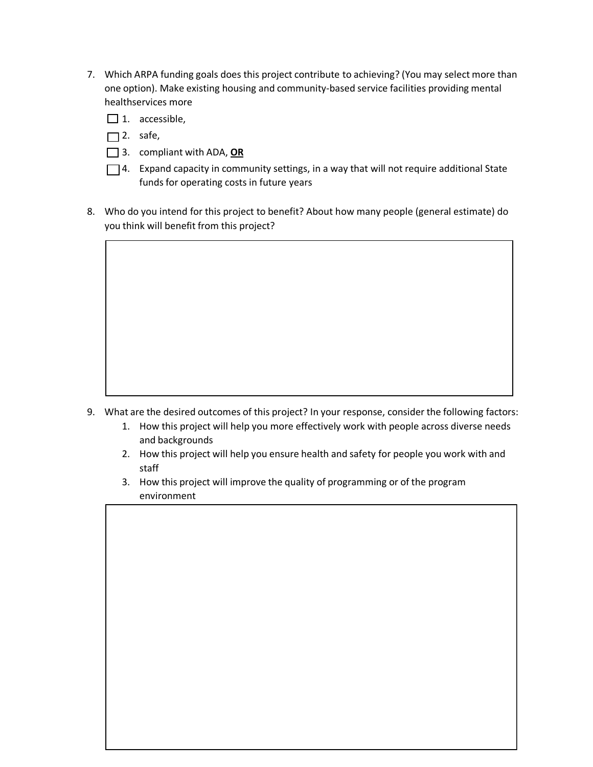7. Which ARPA funding goals does this project contribute to achieving? (You may select more than one option). Make existing housing and community-based service facilities providing mental healthservices more

   - ☐ 1. accessible,
   - ☐ 2. safe,
   - ☐ 3. compliant with ADA, **OR**
   - ☐ 4. Expand capacity in community settings, in a way that will not require additional State funds for operating costs in future years

8. Who do you intend for this project to benefit? About how many people (general estimate) do you think will benefit from this project?

| |
|---|
| |

9. What are the desired outcomes of this project? In your response, consider the following factors:
   1. How this project will help you more effectively work with people across diverse needs and backgrounds
   2. How this project will help you ensure health and safety for people you work with and staff
   3. How this project will improve the quality of programming or of the program environment

| |
|---|
| |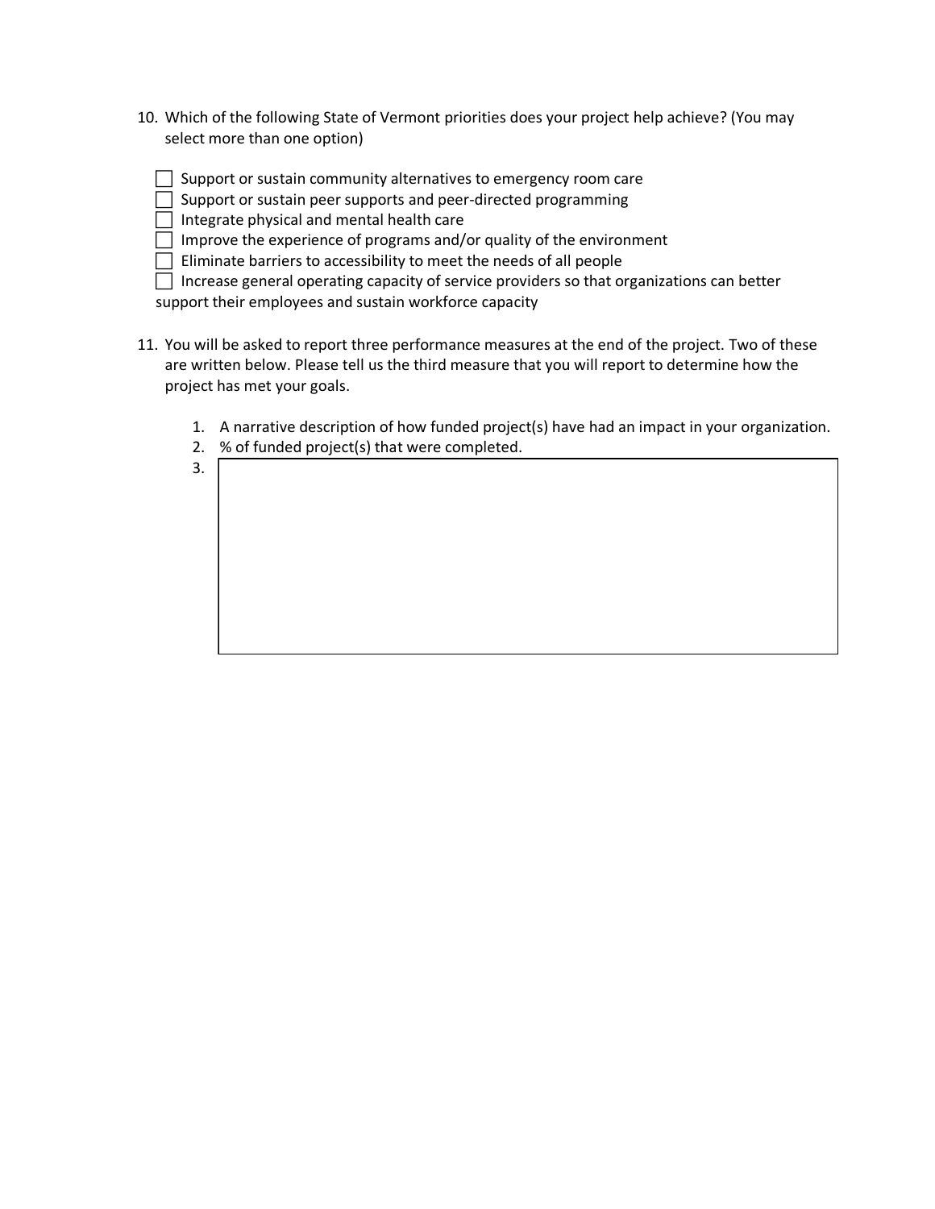10. Which of the following State of Vermont priorities does your project help achieve? (You may select more than one option)

- [ ] Support or sustain community alternatives to emergency room care
- [ ] Support or sustain peer supports and peer-directed programming
- [ ] Integrate physical and mental health care
- [ ] Improve the experience of programs and/or quality of the environment
- [ ] Eliminate barriers to accessibility to meet the needs of all people
- [ ] Increase general operating capacity of service providers so that organizations can better support their employees and sustain workforce capacity

11. You will be asked to report three performance measures at the end of the project. Two of these are written below. Please tell us the third measure that you will report to determine how the project has met your goals.

    1. A narrative description of how funded project(s) have had an impact in your organization.
    2. % of funded project(s) that were completed.
    3.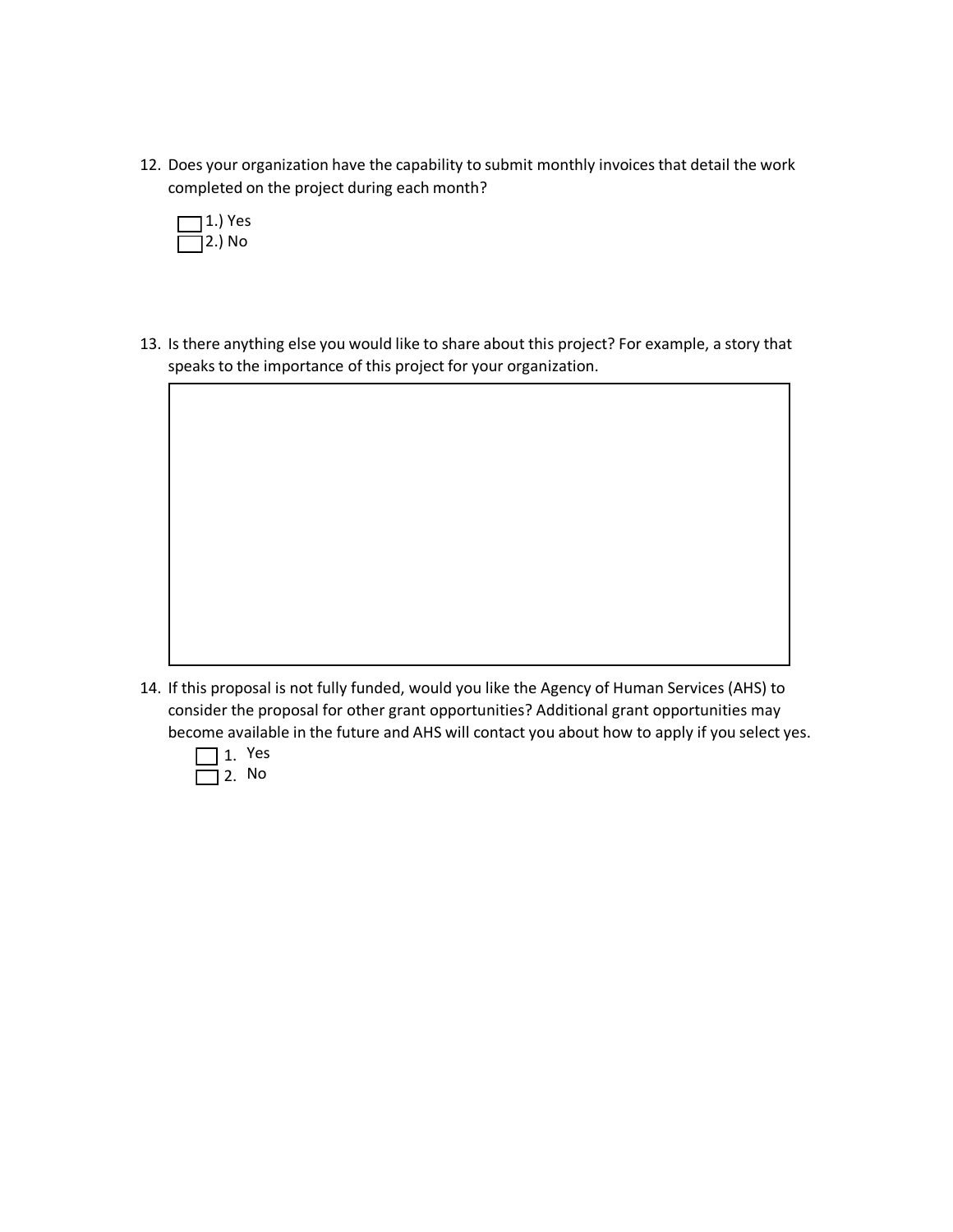12. Does your organization have the capability to submit monthly invoices that detail the work completed on the project during each month?

    ☐ 1.) Yes
    ☐ 2.) No

13. Is there anything else you would like to share about this project? For example, a story that speaks to the importance of this project for your organization.

| |
|---|
| |

14. If this proposal is not fully funded, would you like the Agency of Human Services (AHS) to consider the proposal for other grant opportunities? Additional grant opportunities may become available in the future and AHS will contact you about how to apply if you select yes.

    ☐ 1. Yes
    ☐ 2. No